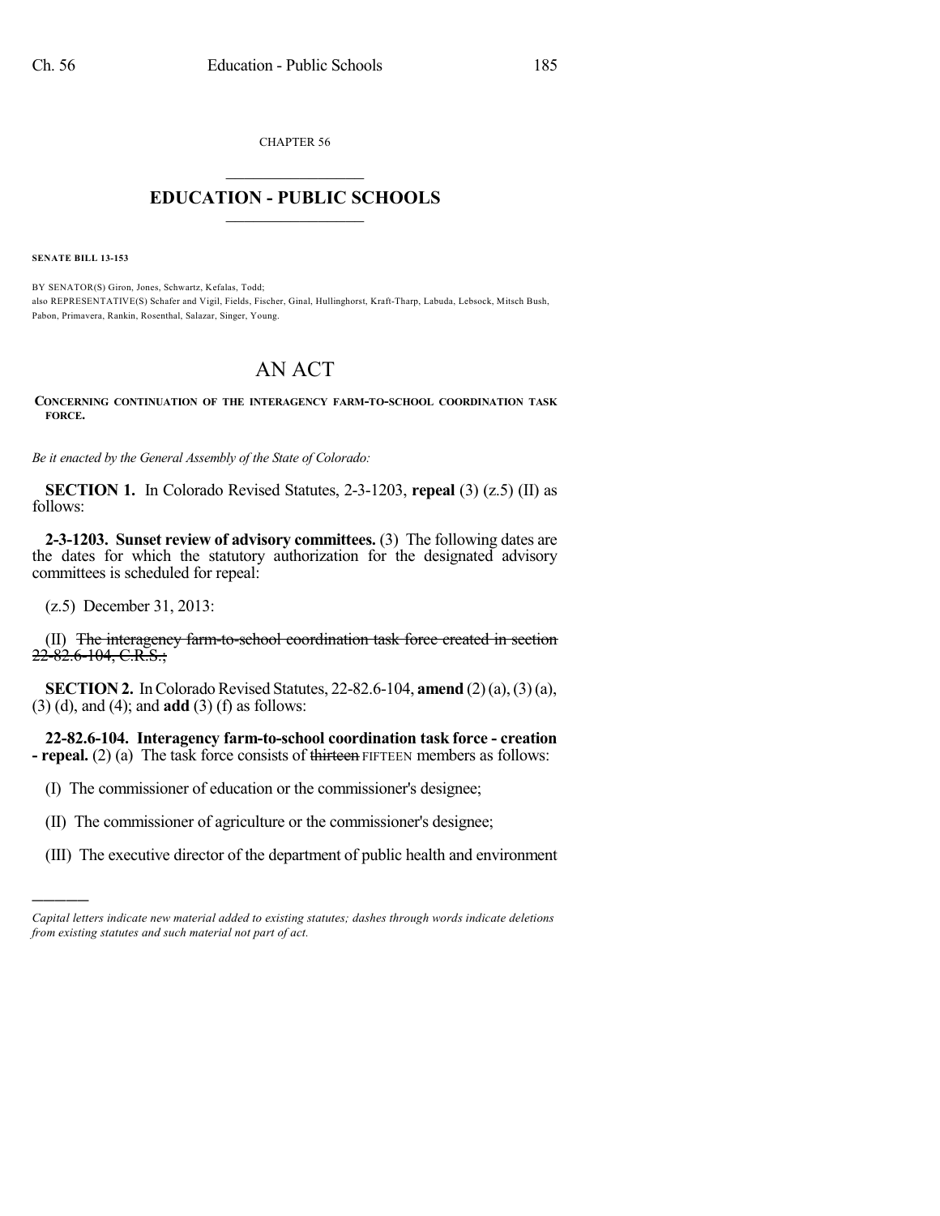CHAPTER 56

# EDUCATION - PUBLIC SCHOOLS

**SENATE BILL 13-153**

BY SENATOR(S) Giron, Jones, Schwartz, Kefalas, Todd;
also REPRESENTATIVE(S) Schafer and Vigil, Fields, Fischer, Ginal, Hullinghorst, Kraft-Tharp, Labuda, Lebsock, Mitsch Bush, Pabon, Primavera, Rankin, Rosenthal, Salazar, Singer, Young.

# AN ACT

**CONCERNING CONTINUATION OF THE INTERAGENCY FARM-TO-SCHOOL COORDINATION TASK FORCE.**

*Be it enacted by the General Assembly of the State of Colorado:*

**SECTION 1.** In Colorado Revised Statutes, 2-3-1203, **repeal** (3) (z.5) (II) as follows:

**2-3-1203. Sunset review of advisory committees.** (3) The following dates are the dates for which the statutory authorization for the designated advisory committees is scheduled for repeal:

(z.5) December 31, 2013:

(II) ~~The interagency farm-to-school coordination task force created in section 22-82.6-104, C.R.S.;~~

**SECTION 2.** In Colorado Revised Statutes, 22-82.6-104, **amend** (2) (a), (3) (a), (3) (d), and (4); and **add** (3) (f) as follows:

**22-82.6-104. Interagency farm-to-school coordination task force - creation - repeal.** (2) (a) The task force consists of ~~thirteen~~ FIFTEEN members as follows:

(I) The commissioner of education or the commissioner's designee;

(II) The commissioner of agriculture or the commissioner's designee;

(III) The executive director of the department of public health and environment

*Capital letters indicate new material added to existing statutes; dashes through words indicate deletions from existing statutes and such material not part of act.*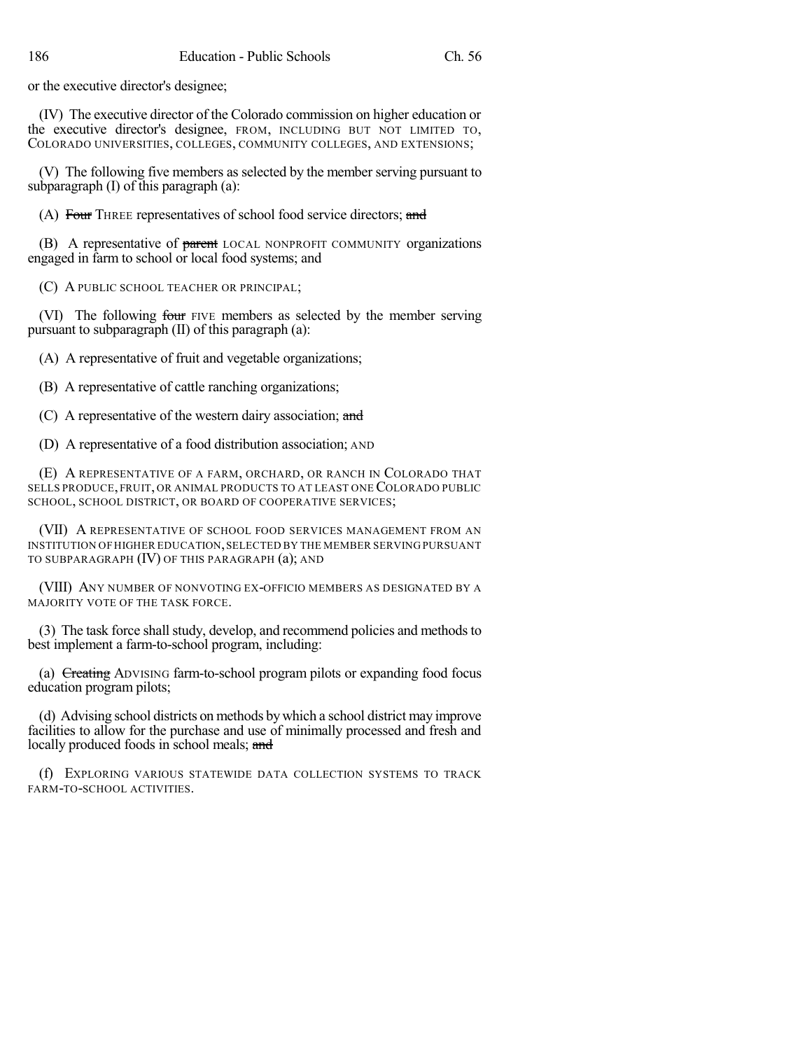or the executive director's designee;

(IV) The executive director of the Colorado commission on higher education or the executive director's designee, FROM, INCLUDING BUT NOT LIMITED TO, COLORADO UNIVERSITIES, COLLEGES, COMMUNITY COLLEGES, AND EXTENSIONS;

(V) The following five members as selected by the member serving pursuant to subparagraph (I) of this paragraph (a):

(A) ~~Four~~ THREE representatives of school food service directors; ~~and~~

(B) A representative of ~~parent~~ LOCAL NONPROFIT COMMUNITY organizations engaged in farm to school or local food systems; and

(C) A PUBLIC SCHOOL TEACHER OR PRINCIPAL;

(VI) The following ~~four~~ FIVE members as selected by the member serving pursuant to subparagraph (II) of this paragraph (a):

(A) A representative of fruit and vegetable organizations;

(B) A representative of cattle ranching organizations;

(C) A representative of the western dairy association; ~~and~~

(D) A representative of a food distribution association; AND

(E) A REPRESENTATIVE OF A FARM, ORCHARD, OR RANCH IN COLORADO THAT SELLS PRODUCE, FRUIT, OR ANIMAL PRODUCTS TO AT LEAST ONE COLORADO PUBLIC SCHOOL, SCHOOL DISTRICT, OR BOARD OF COOPERATIVE SERVICES;

(VII) A REPRESENTATIVE OF SCHOOL FOOD SERVICES MANAGEMENT FROM AN INSTITUTION OF HIGHER EDUCATION, SELECTED BY THE MEMBER SERVING PURSUANT TO SUBPARAGRAPH (IV) OF THIS PARAGRAPH (a); AND

(VIII) ANY NUMBER OF NONVOTING EX-OFFICIO MEMBERS AS DESIGNATED BY A MAJORITY VOTE OF THE TASK FORCE.

(3) The task force shall study, develop, and recommend policies and methods to best implement a farm-to-school program, including:

(a) ~~Creating~~ ADVISING farm-to-school program pilots or expanding food focus education program pilots;

(d) Advising school districts on methods by which a school district may improve facilities to allow for the purchase and use of minimally processed and fresh and locally produced foods in school meals; ~~and~~

(f) EXPLORING VARIOUS STATEWIDE DATA COLLECTION SYSTEMS TO TRACK FARM-TO-SCHOOL ACTIVITIES.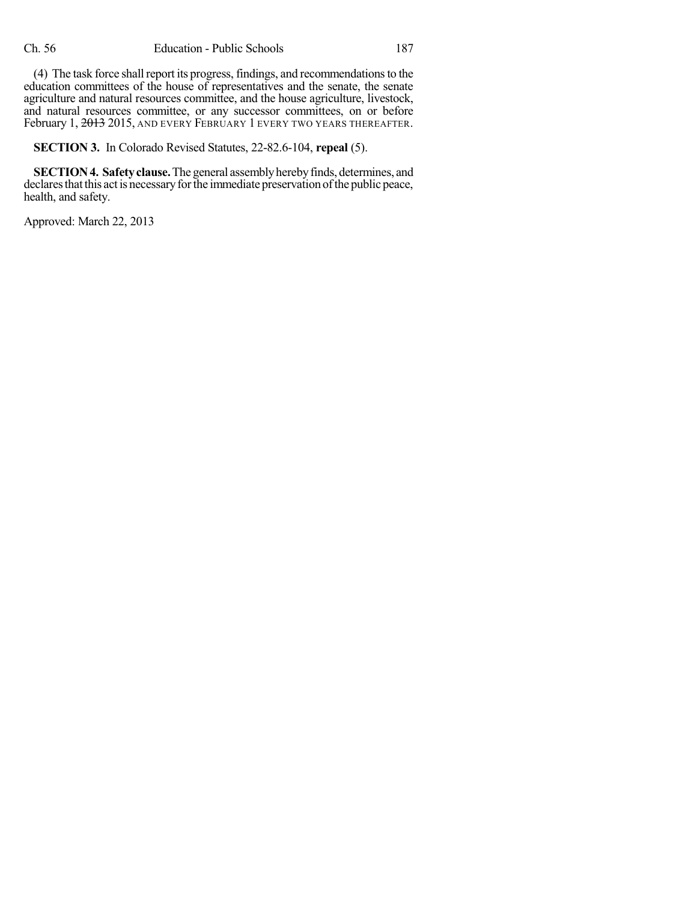(4) The task force shall report its progress, findings, and recommendations to the education committees of the house of representatives and the senate, the senate agriculture and natural resources committee, and the house agriculture, livestock, and natural resources committee, or any successor committees, on or before February 1, ~~2013~~ 2015, AND EVERY FEBRUARY 1 EVERY TWO YEARS THEREAFTER.

**SECTION 3.** In Colorado Revised Statutes, 22-82.6-104, **repeal** (5).

**SECTION 4. Safety clause.** The general assembly hereby finds, determines, and declares that this act is necessary for the immediate preservation of the public peace, health, and safety.

Approved: March 22, 2013